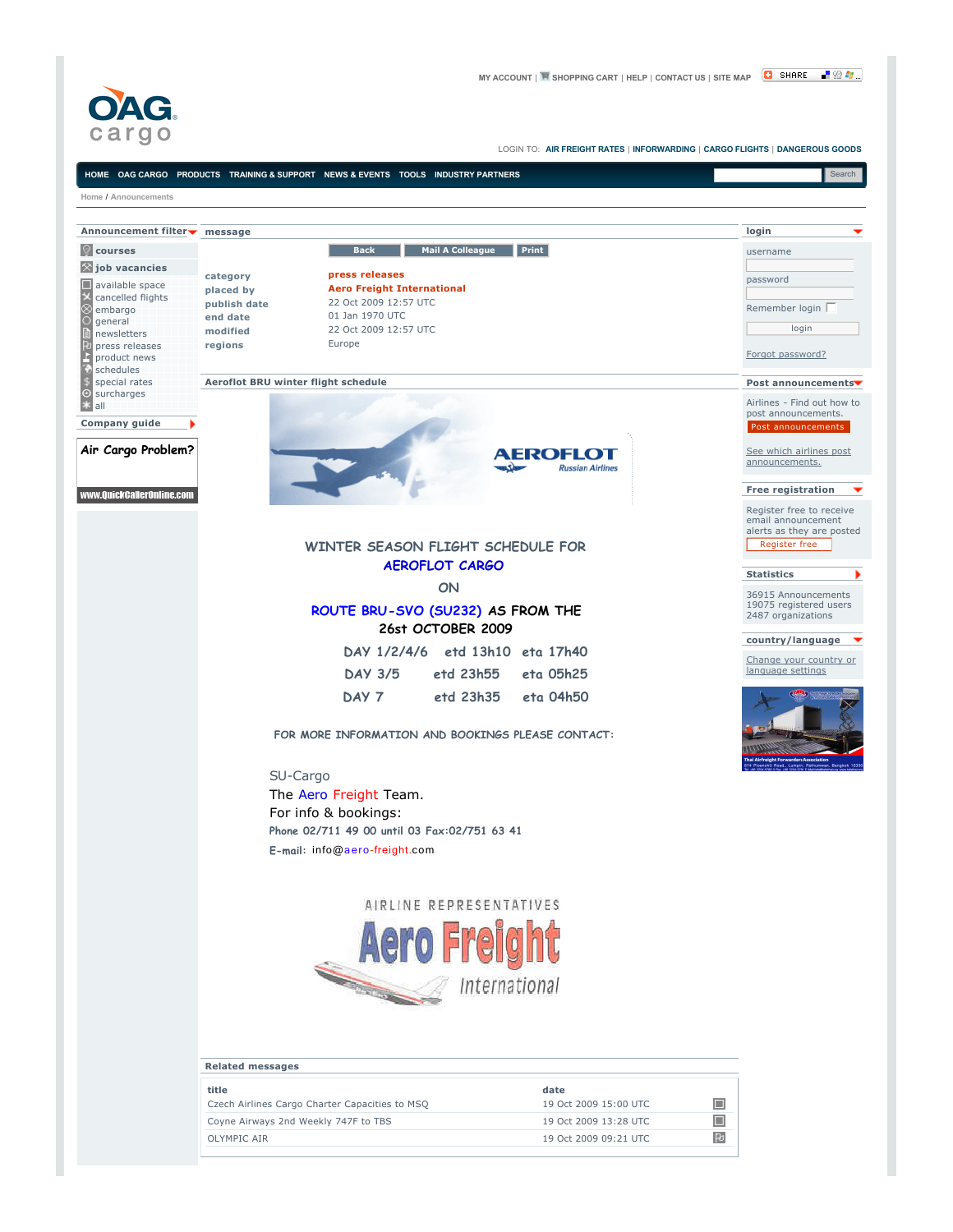MY ACCOUNT | SHOPPING CART | HELP | CONTACT US | SITE MAP | SHARE

OAG cargo

LOGIN TO: AIR FREIGHT RATES | INFORWARDING | CARGO FLIGHTS | DANGEROUS GOODS

HOME | OAG CARGO | PRODUCTS | TRAINING & SUPPORT | NEWS & EVENTS | TOOLS | INDUSTRY PARTNERS | Search

Home / Announcements

**Announcement filter**

- courses
- job vacancies
- available space
- cancelled flights
- embargo
- general
- newsletters
- press releases
- product news
- schedules
- special rates
- surcharges
- all

**Company guide**

Air Cargo Problem?

www.QuickCallerOnline.com

**message**

Back | Mail A Colleague | Print

| | |
|---|---|
| category | press releases |
| placed by | Aero Freight International |
| publish date | 22 Oct 2009 12:57 UTC |
| end date | 01 Jan 1970 UTC |
| modified | 22 Oct 2009 12:57 UTC |
| regions | Europe |

**Aeroflot BRU winter flight schedule**

AEROFLOT Russian Airlines

WINTER SEASON FLIGHT SCHEDULE FOR
AEROFLOT CARGO
ON
ROUTE BRU-SVO (SU232) AS FROM THE
26st OCTOBER 2009

| | | |
|---|---|---|
| DAY 1/2/4/6 | etd 13h10 | eta 17h40 |
| DAY 3/5 | etd 23h55 | eta 05h25 |
| DAY 7 | etd 23h35 | eta 04h50 |

FOR MORE INFORMATION AND BOOKINGS PLEASE CONTACT:

SU-Cargo
The Aero Freight Team.
For info & bookings:
Phone 02/711 49 00 until 03 Fax:02/751 63 41
E-mail: info@aero-freight.com

AIRLINE REPRESENTATIVES
Aero Freight
International

**Related messages**

| title | date |
|---|---|
| Czech Airlines Cargo Charter Capacities to MSQ | 19 Oct 2009 15:00 UTC |
| Coyne Airways 2nd Weekly 747F to TBS | 19 Oct 2009 13:28 UTC |
| OLYMPIC AIR | 19 Oct 2009 09:21 UTC |

**login**

username

password

Remember login

login

Forgot password?

**Post announcements**

Airlines - Find out how to post announcements.

Post announcements

See which airlines post announcements.

**Free registration**

Register free to receive email announcement alerts as they are posted

Register free

**Statistics**

36915 Announcements
19075 registered users
2487 organizations

**country/language**

Change your country or language settings

Thai Airfreight Forwarders Association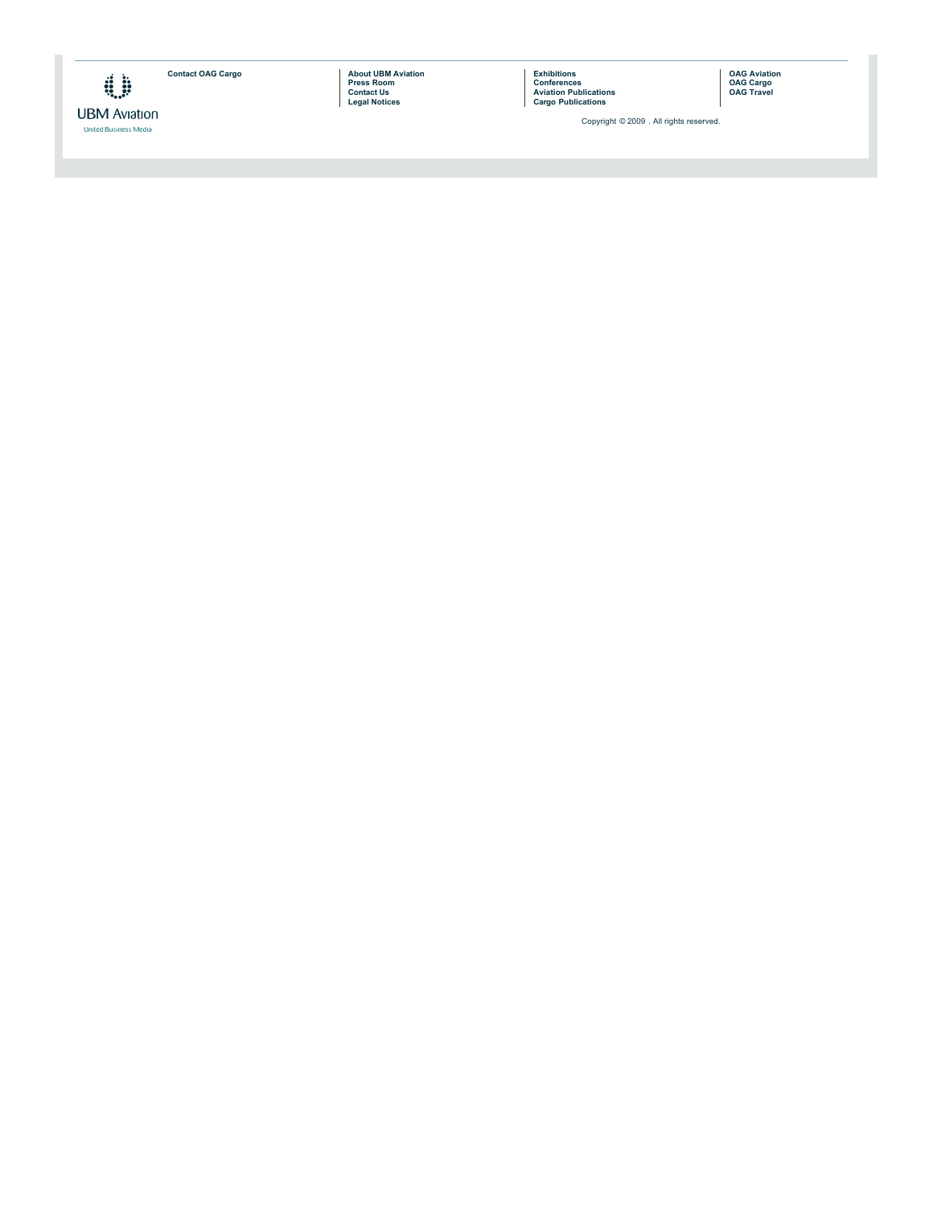UBM Aviation

United Business Media

**Contact OAG Cargo**

**About UBM Aviation**
**Press Room**
**Contact Us**
**Legal Notices**

**Exhibitions**
**Conferences**
**Aviation Publications**
**Cargo Publications**

**OAG Aviation**
**OAG Cargo**
**OAG Travel**

Copyright © 2009 . All rights reserved.